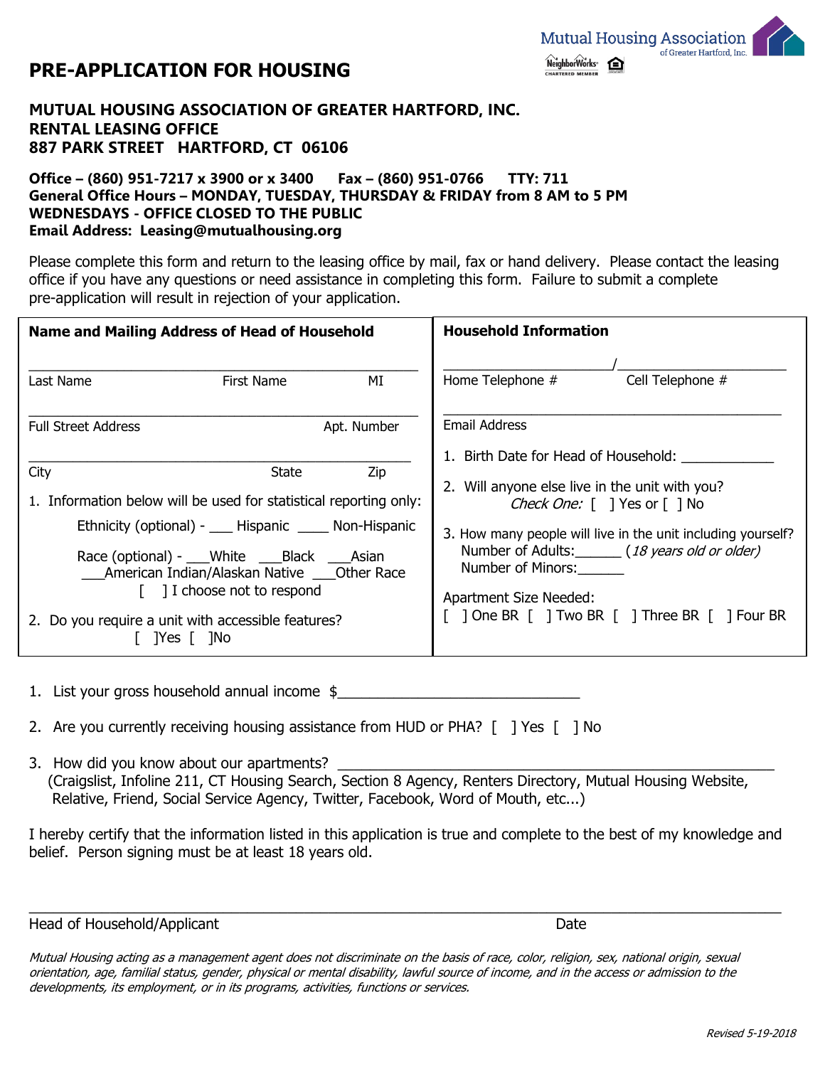# PRE-APPLICATION FOR HOUSING

Mutual Housing Association of Greater Hartford, Inc.

**MUTUAL HOUSING ASSOCIATION OF GREATER HARTFORD, INC.**
**RENTAL LEASING OFFICE**
**887 PARK STREET HARTFORD, CT 06106**

**Office – (860) 951-7217 x 3900 or x 3400 Fax – (860) 951-0766 TTY: 711**
**General Office Hours – MONDAY, TUESDAY, THURSDAY & FRIDAY from 8 AM to 5 PM**
**WEDNESDAYS - OFFICE CLOSED TO THE PUBLIC**
**Email Address: Leasing@mutualhousing.org**

Please complete this form and return to the leasing office by mail, fax or hand delivery. Please contact the leasing office if you have any questions or need assistance in completing this form. Failure to submit a complete pre-application will result in rejection of your application.

| **Name and Mailing Address of Head of Household** | **Household Information** |
|---|---|
| ______________________________ <br> Last Name First Name MI | ____________ / ____________ <br> Home Telephone # Cell Telephone # |
| ______________________________ <br> Full Street Address Apt. Number | ______________________________ <br> Email Address |
| ______________________________ <br> City State Zip | 1. Birth Date for Head of Household: ____________ |
| 1. Information below will be used for statistical reporting only: <br> Ethnicity (optional) - ___ Hispanic ____ Non-Hispanic <br> Race (optional) - ___White ___Black ___Asian ___American Indian/Alaskan Native ___Other Race <br> [ ] I choose not to respond | 2. Will anyone else live in the unit with you? <br> *Check One:* [ ] Yes or [ ] No <br> 3. How many people will live in the unit including yourself? <br> Number of Adults:______ (*18 years old or older*) <br> Number of Minors:______ |
| 2. Do you require a unit with accessible features? <br> [ ]Yes [ ]No | Apartment Size Needed: <br> [ ] One BR [ ] Two BR [ ] Three BR [ ] Four BR |

1. List your gross household annual income $______________________________

2. Are you currently receiving housing assistance from HUD or PHA? [ ] Yes [ ] No

3. How did you know about our apartments? ______________________________
   (Craigslist, Infoline 211, CT Housing Search, Section 8 Agency, Renters Directory, Mutual Housing Website, Relative, Friend, Social Service Agency, Twitter, Facebook, Word of Mouth, etc...)

I hereby certify that the information listed in this application is true and complete to the best of my knowledge and belief. Person signing must be at least 18 years old.

______________________________________________________________________

Head of Household/Applicant Date

*Mutual Housing acting as a management agent does not discriminate on the basis of race, color, religion, sex, national origin, sexual orientation, age, familial status, gender, physical or mental disability, lawful source of income, and in the access or admission to the developments, its employment, or in its programs, activities, functions or services.*

*Revised 5-19-2018*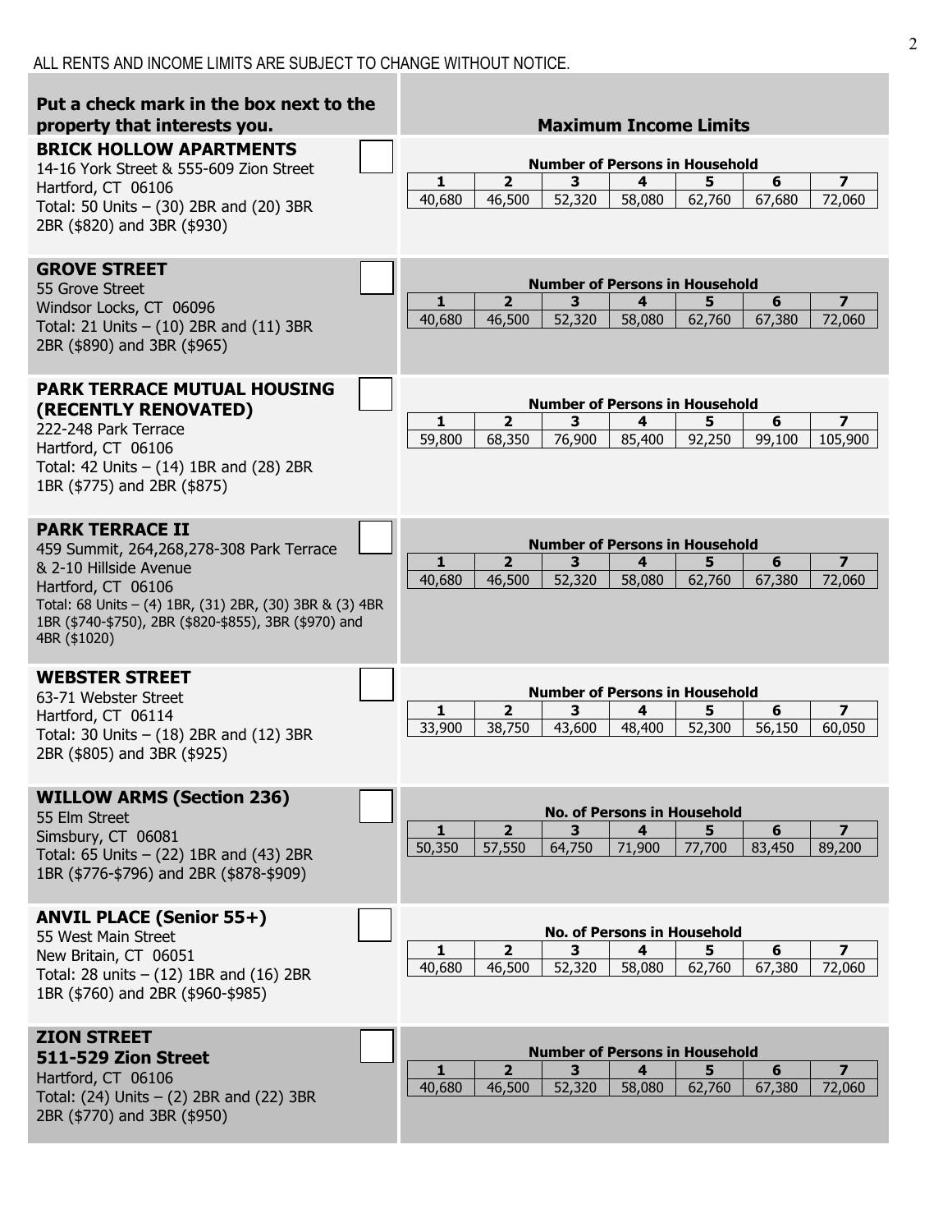ALL RENTS AND INCOME LIMITS ARE SUBJECT TO CHANGE WITHOUT NOTICE.

| Put a check mark in the box next to the property that interests you. | Maximum Income Limits | | | | | | |
|---|---|---|---|---|---|---|---|
| | **Number of Persons in Household** | | | | | | |
| | **1** | **2** | **3** | **4** | **5** | **6** | **7** |
| **BRICK HOLLOW APARTMENTS** ☐<br>14-16 York Street & 555-609 Zion Street<br>Hartford, CT 06106<br>Total: 50 Units – (30) 2BR and (20) 3BR<br>2BR ($820) and 3BR ($930) | 40,680 | 46,500 | 52,320 | 58,080 | 62,760 | 67,680 | 72,060 |
| **GROVE STREET** ☐<br>55 Grove Street<br>Windsor Locks, CT 06096<br>Total: 21 Units – (10) 2BR and (11) 3BR<br>2BR ($890) and 3BR ($965) | 40,680 | 46,500 | 52,320 | 58,080 | 62,760 | 67,380 | 72,060 |
| **PARK TERRACE MUTUAL HOUSING (RECENTLY RENOVATED)** ☐<br>222-248 Park Terrace<br>Hartford, CT 06106<br>Total: 42 Units – (14) 1BR and (28) 2BR<br>1BR ($775) and 2BR ($875) | 59,800 | 68,350 | 76,900 | 85,400 | 92,250 | 99,100 | 105,900 |
| **PARK TERRACE II** ☐<br>459 Summit, 264,268,278-308 Park Terrace & 2-10 Hillside Avenue<br>Hartford, CT 06106<br>Total: 68 Units – (4) 1BR, (31) 2BR, (30) 3BR & (3) 4BR<br>1BR ($740-$750), 2BR ($820-$855), 3BR ($970) and 4BR ($1020) | 40,680 | 46,500 | 52,320 | 58,080 | 62,760 | 67,380 | 72,060 |
| **WEBSTER STREET** ☐<br>63-71 Webster Street<br>Hartford, CT 06114<br>Total: 30 Units – (18) 2BR and (12) 3BR<br>2BR ($805) and 3BR ($925) | 33,900 | 38,750 | 43,600 | 48,400 | 52,300 | 56,150 | 60,050 |
| **WILLOW ARMS (Section 236)** ☐<br>55 Elm Street<br>Simsbury, CT 06081<br>Total: 65 Units – (22) 1BR and (43) 2BR<br>1BR ($776-$796) and 2BR ($878-$909) | 50,350 | 57,550 | 64,750 | 71,900 | 77,700 | 83,450 | 89,200 |
| **ANVIL PLACE (Senior 55+)** ☐<br>55 West Main Street<br>New Britain, CT 06051<br>Total: 28 units – (12) 1BR and (16) 2BR<br>1BR ($760) and 2BR ($960-$985) | 40,680 | 46,500 | 52,320 | 58,080 | 62,760 | 67,380 | 72,060 |
| **ZION STREET**<br>**511-529 Zion Street** ☐<br>Hartford, CT 06106<br>Total: (24) Units – (2) 2BR and (22) 3BR<br>2BR ($770) and 3BR ($950) | 40,680 | 46,500 | 52,320 | 58,080 | 62,760 | 67,380 | 72,060 |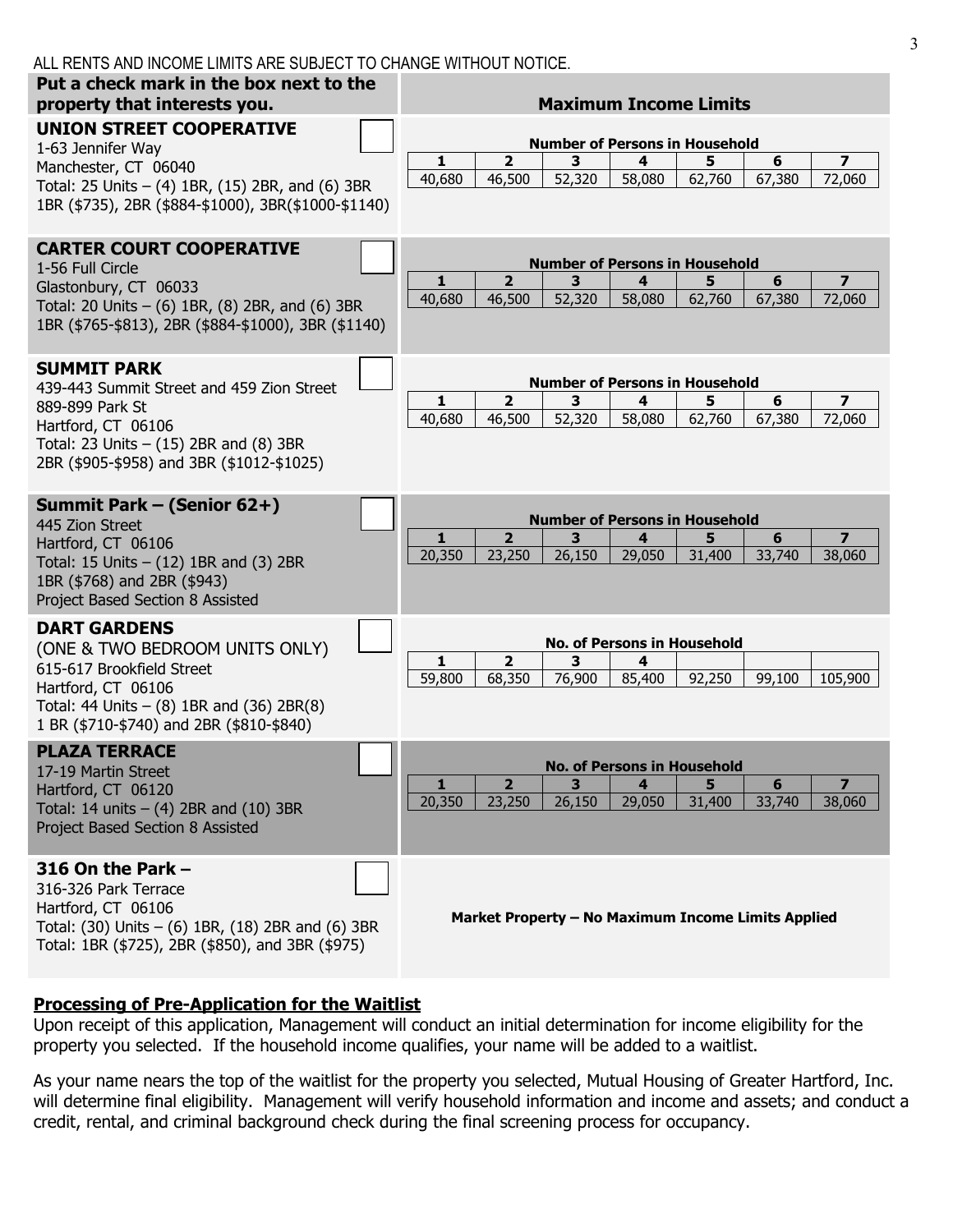ALL RENTS AND INCOME LIMITS ARE SUBJECT TO CHANGE WITHOUT NOTICE.

| Put a check mark in the box next to the property that interests you. | Maximum Income Limits | | | | | | |
|---|---|---|---|---|---|---|---|
| | Number of Persons in Household | | | | | | |
| | 1 | 2 | 3 | 4 | 5 | 6 | 7 |
| **UNION STREET COOPERATIVE** ☐<br>1-63 Jennifer Way<br>Manchester, CT 06040<br>Total: 25 Units – (4) 1BR, (15) 2BR, and (6) 3BR<br>1BR ($735), 2BR ($884-$1000), 3BR($1000-$1140) | 40,680 | 46,500 | 52,320 | 58,080 | 62,760 | 67,380 | 72,060 |
| **CARTER COURT COOPERATIVE** ☐<br>1-56 Full Circle<br>Glastonbury, CT 06033<br>Total: 20 Units – (6) 1BR, (8) 2BR, and (6) 3BR<br>1BR ($765-$813), 2BR ($884-$1000), 3BR ($1140) | 40,680 | 46,500 | 52,320 | 58,080 | 62,760 | 67,380 | 72,060 |
| **SUMMIT PARK** ☐<br>439-443 Summit Street and 459 Zion Street<br>889-899 Park St<br>Hartford, CT 06106<br>Total: 23 Units – (15) 2BR and (8) 3BR<br>2BR ($905-$958) and 3BR ($1012-$1025) | 40,680 | 46,500 | 52,320 | 58,080 | 62,760 | 67,380 | 72,060 |
| **Summit Park – (Senior 62+)** ☐<br>445 Zion Street<br>Hartford, CT 06106<br>Total: 15 Units – (12) 1BR and (3) 2BR<br>1BR ($768) and 2BR ($943)<br>Project Based Section 8 Assisted | 20,350 | 23,250 | 26,150 | 29,050 | 31,400 | 33,740 | 38,060 |
| **DART GARDENS** ☐<br>(ONE & TWO BEDROOM UNITS ONLY)<br>615-617 Brookfield Street<br>Hartford, CT 06106<br>Total: 44 Units – (8) 1BR and (36) 2BR(8)<br>1 BR ($710-$740) and 2BR ($810-$840) | 59,800 | 68,350 | 76,900 | 85,400 | 92,250 | 99,100 | 105,900 |
| **PLAZA TERRACE** ☐<br>17-19 Martin Street<br>Hartford, CT 06120<br>Total: 14 units – (4) 2BR and (10) 3BR<br>Project Based Section 8 Assisted | 20,350 | 23,250 | 26,150 | 29,050 | 31,400 | 33,740 | 38,060 |
| **316 On the Park –** ☐<br>316-326 Park Terrace<br>Hartford, CT 06106<br>Total: (30) Units – (6) 1BR, (18) 2BR and (6) 3BR<br>Total: 1BR ($725), 2BR ($850), and 3BR ($975) | **Market Property – No Maximum Income Limits Applied** | | | | | | |

## Processing of Pre-Application for the Waitlist

Upon receipt of this application, Management will conduct an initial determination for income eligibility for the property you selected. If the household income qualifies, your name will be added to a waitlist.

As your name nears the top of the waitlist for the property you selected, Mutual Housing of Greater Hartford, Inc. will determine final eligibility. Management will verify household information and income and assets; and conduct a credit, rental, and criminal background check during the final screening process for occupancy.